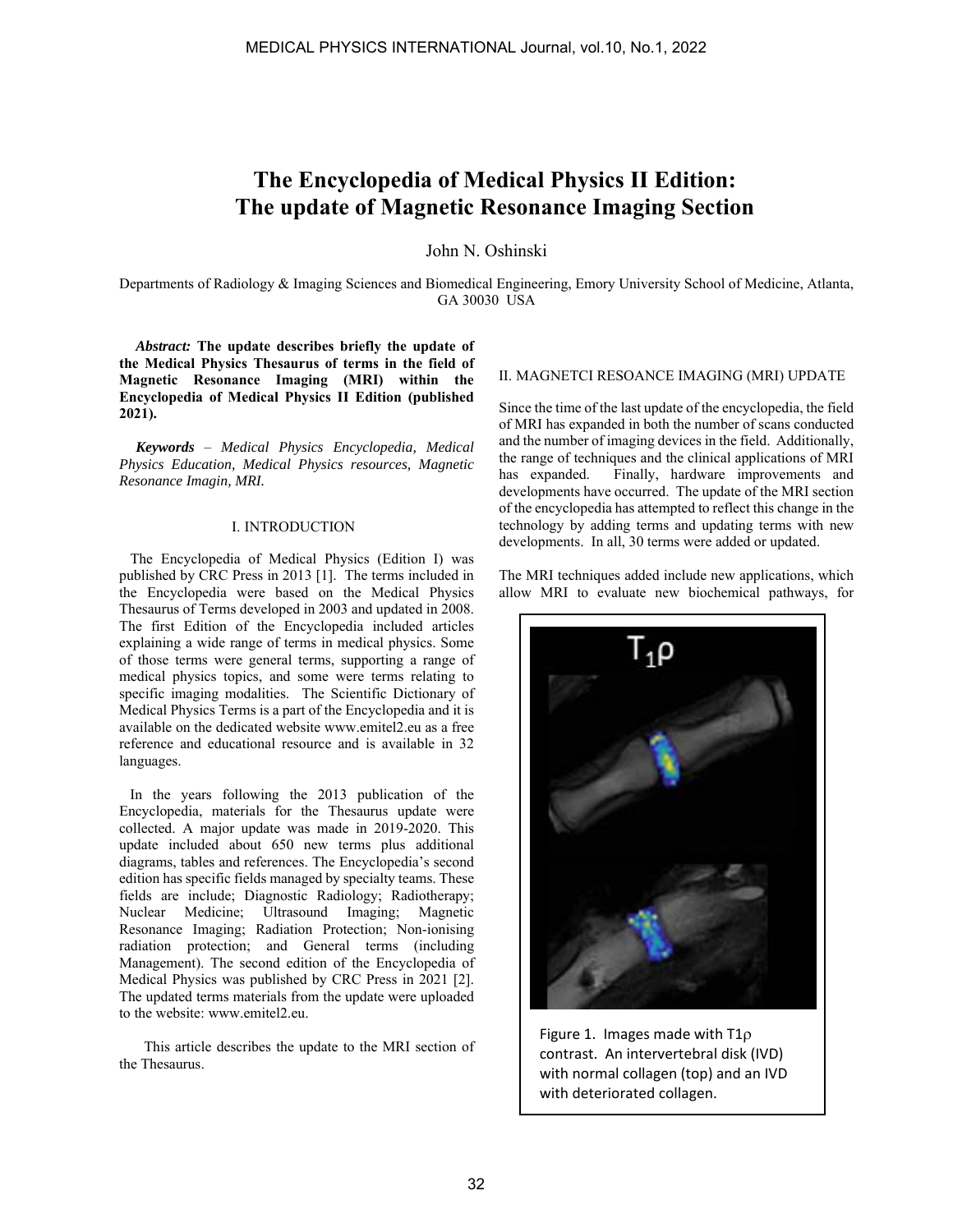# The Encyclopedia of Medical Physics II Edition: The update of Magnetic Resonance Imaging Section

John N. Oshinski

Departments of Radiology & Imaging Sciences and Biomedical Engineering, Emory University School of Medicine, Atlanta, GA 30030 USA

***Abstract:*** **The update describes briefly the update of the Medical Physics Thesaurus of terms in the field of Magnetic Resonance Imaging (MRI) within the Encyclopedia of Medical Physics II Edition (published 2021).**

***Keywords*** – *Medical Physics Encyclopedia, Medical Physics Education, Medical Physics resources, Magnetic Resonance Imagin, MRI.*

## I. INTRODUCTION

The Encyclopedia of Medical Physics (Edition I) was published by CRC Press in 2013 [1]. The terms included in the Encyclopedia were based on the Medical Physics Thesaurus of Terms developed in 2003 and updated in 2008. The first Edition of the Encyclopedia included articles explaining a wide range of terms in medical physics. Some of those terms were general terms, supporting a range of medical physics topics, and some were terms relating to specific imaging modalities. The Scientific Dictionary of Medical Physics Terms is a part of the Encyclopedia and it is available on the dedicated website www.emitel2.eu as a free reference and educational resource and is available in 32 languages.

In the years following the 2013 publication of the Encyclopedia, materials for the Thesaurus update were collected. A major update was made in 2019-2020. This update included about 650 new terms plus additional diagrams, tables and references. The Encyclopedia's second edition has specific fields managed by specialty teams. These fields are include; Diagnostic Radiology; Radiotherapy; Nuclear Medicine; Ultrasound Imaging; Magnetic Resonance Imaging; Radiation Protection; Non-ionising radiation protection; and General terms (including Management). The second edition of the Encyclopedia of Medical Physics was published by CRC Press in 2021 [2]. The updated terms materials from the update were uploaded to the website: www.emitel2.eu.

This article describes the update to the MRI section of the Thesaurus.

## II. MAGNETCI RESOANCE IMAGING (MRI) UPDATE

Since the time of the last update of the encyclopedia, the field of MRI has expanded in both the number of scans conducted and the number of imaging devices in the field. Additionally, the range of techniques and the clinical applications of MRI has expanded. Finally, hardware improvements and developments have occurred. The update of the MRI section of the encyclopedia has attempted to reflect this change in the technology by adding terms and updating terms with new developments. In all, 30 terms were added or updated.

The MRI techniques added include new applications, which allow MRI to evaluate new biochemical pathways, for

Figure 1. Images made with $T1\rho$ contrast. An intervertebral disk (IVD) with normal collagen (top) and an IVD with deteriorated collagen.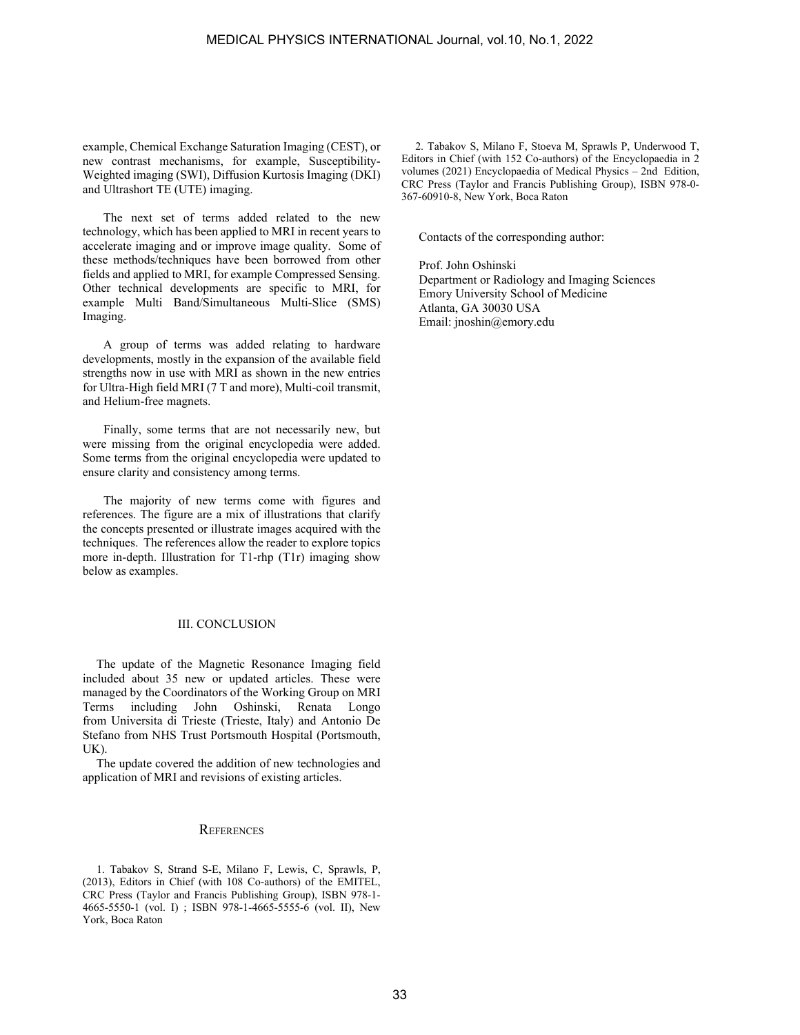example, Chemical Exchange Saturation Imaging (CEST), or new contrast mechanisms, for example, Susceptibility-Weighted imaging (SWI), Diffusion Kurtosis Imaging (DKI) and Ultrashort TE (UTE) imaging.

The next set of terms added related to the new technology, which has been applied to MRI in recent years to accelerate imaging and or improve image quality. Some of these methods/techniques have been borrowed from other fields and applied to MRI, for example Compressed Sensing. Other technical developments are specific to MRI, for example Multi Band/Simultaneous Multi-Slice (SMS) Imaging.

A group of terms was added relating to hardware developments, mostly in the expansion of the available field strengths now in use with MRI as shown in the new entries for Ultra-High field MRI (7 T and more), Multi-coil transmit, and Helium-free magnets.

Finally, some terms that are not necessarily new, but were missing from the original encyclopedia were added. Some terms from the original encyclopedia were updated to ensure clarity and consistency among terms.

The majority of new terms come with figures and references. The figure are a mix of illustrations that clarify the concepts presented or illustrate images acquired with the techniques. The references allow the reader to explore topics more in-depth. Illustration for T1-rhp (T1r) imaging show below as examples.

## III. CONCLUSION

The update of the Magnetic Resonance Imaging field included about 35 new or updated articles. These were managed by the Coordinators of the Working Group on MRI Terms including John Oshinski, Renata Longo from Universita di Trieste (Trieste, Italy) and Antonio De Stefano from NHS Trust Portsmouth Hospital (Portsmouth, UK).

The update covered the addition of new technologies and application of MRI and revisions of existing articles.

## REFERENCES

1. Tabakov S, Strand S-E, Milano F, Lewis, C, Sprawls, P, (2013), Editors in Chief (with 108 Co-authors) of the EMITEL, CRC Press (Taylor and Francis Publishing Group), ISBN 978-1-4665-5550-1 (vol. I) ; ISBN 978-1-4665-5555-6 (vol. II), New York, Boca Raton

2. Tabakov S, Milano F, Stoeva M, Sprawls P, Underwood T, Editors in Chief (with 152 Co-authors) of the Encyclopaedia in 2 volumes (2021) Encyclopaedia of Medical Physics – 2nd Edition, CRC Press (Taylor and Francis Publishing Group), ISBN 978-0-367-60910-8, New York, Boca Raton

Contacts of the corresponding author:

Prof. John Oshinski
Department or Radiology and Imaging Sciences
Emory University School of Medicine
Atlanta, GA 30030 USA
Email: jnoshin@emory.edu